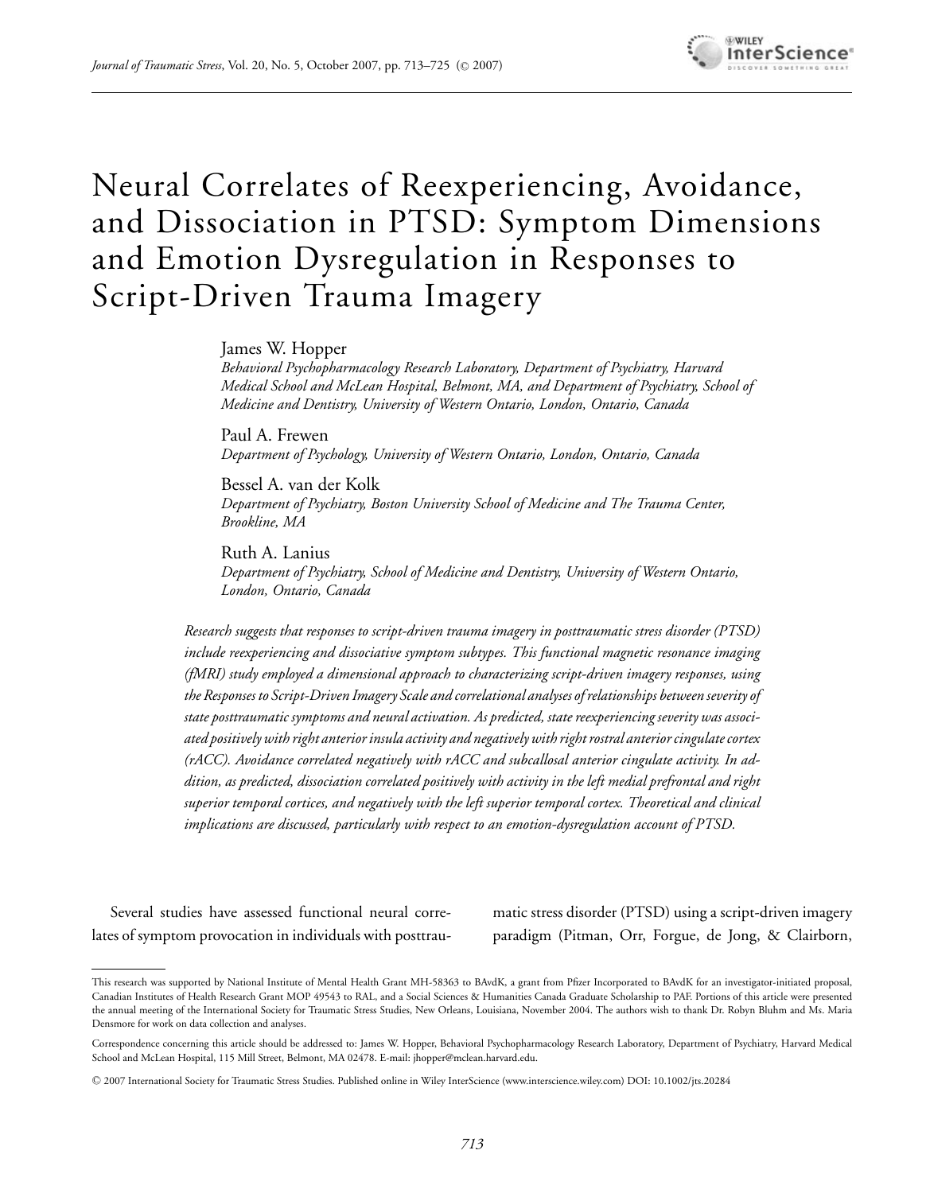# Neural Correlates of Reexperiencing, Avoidance, and Dissociation in PTSD: Symptom Dimensions and Emotion Dysregulation in Responses to Script-Driven Trauma Imagery

James W. Hopper
*Behavioral Psychopharmacology Research Laboratory, Department of Psychiatry, Harvard Medical School and McLean Hospital, Belmont, MA, and Department of Psychiatry, School of Medicine and Dentistry, University of Western Ontario, London, Ontario, Canada*

Paul A. Frewen
*Department of Psychology, University of Western Ontario, London, Ontario, Canada*

Bessel A. van der Kolk
*Department of Psychiatry, Boston University School of Medicine and The Trauma Center, Brookline, MA*

Ruth A. Lanius
*Department of Psychiatry, School of Medicine and Dentistry, University of Western Ontario, London, Ontario, Canada*

*Research suggests that responses to script-driven trauma imagery in posttraumatic stress disorder (PTSD) include reexperiencing and dissociative symptom subtypes. This functional magnetic resonance imaging (fMRI) study employed a dimensional approach to characterizing script-driven imagery responses, using the Responses to Script-Driven Imagery Scale and correlational analyses of relationships between severity of state posttraumatic symptoms and neural activation. As predicted, state reexperiencing severity was associated positively with right anterior insula activity and negatively with right rostral anterior cingulate cortex (rACC). Avoidance correlated negatively with rACC and subcallosal anterior cingulate activity. In addition, as predicted, dissociation correlated positively with activity in the left medial prefrontal and right superior temporal cortices, and negatively with the left superior temporal cortex. Theoretical and clinical implications are discussed, particularly with respect to an emotion-dysregulation account of PTSD.*

Several studies have assessed functional neural correlates of symptom provocation in individuals with posttraumatic stress disorder (PTSD) using a script-driven imagery paradigm (Pitman, Orr, Forgue, de Jong, & Clairborn,

---

This research was supported by National Institute of Mental Health Grant MH-58363 to BAvdK, a grant from Pfizer Incorporated to BAvdK for an investigator-initiated proposal, Canadian Institutes of Health Research Grant MOP 49543 to RAL, and a Social Sciences & Humanities Canada Graduate Scholarship to PAF. Portions of this article were presented the annual meeting of the International Society for Traumatic Stress Studies, New Orleans, Louisiana, November 2004. The authors wish to thank Dr. Robyn Bluhm and Ms. Maria Densmore for work on data collection and analyses.

Correspondence concerning this article should be addressed to: James W. Hopper, Behavioral Psychopharmacology Research Laboratory, Department of Psychiatry, Harvard Medical School and McLean Hospital, 115 Mill Street, Belmont, MA 02478. E-mail: jhopper@mclean.harvard.edu.

© 2007 International Society for Traumatic Stress Studies. Published online in Wiley InterScience (www.interscience.wiley.com) DOI: 10.1002/jts.20284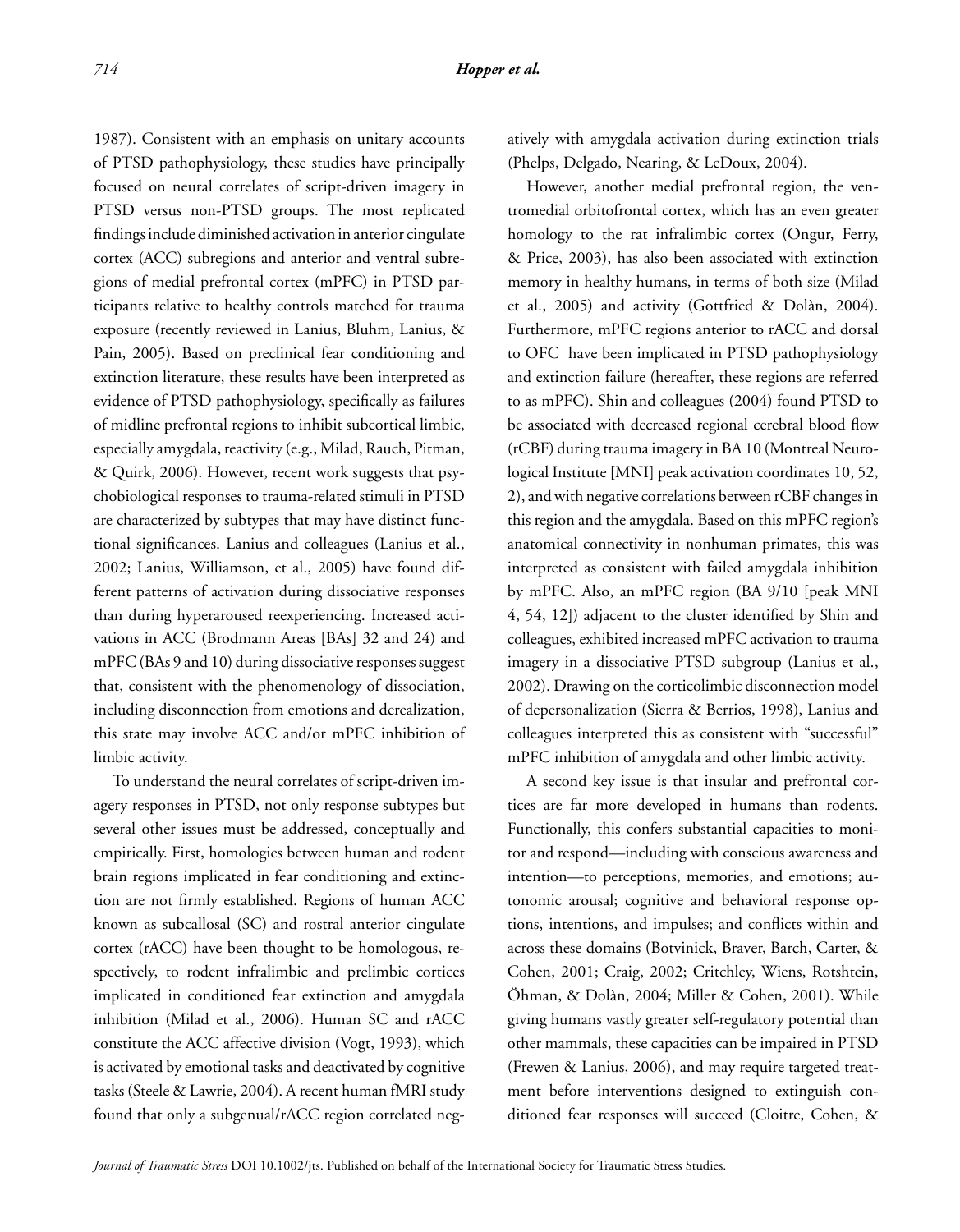1987). Consistent with an emphasis on unitary accounts of PTSD pathophysiology, these studies have principally focused on neural correlates of script-driven imagery in PTSD versus non-PTSD groups. The most replicated findings include diminished activation in anterior cingulate cortex (ACC) subregions and anterior and ventral subregions of medial prefrontal cortex (mPFC) in PTSD participants relative to healthy controls matched for trauma exposure (recently reviewed in Lanius, Bluhm, Lanius, & Pain, 2005). Based on preclinical fear conditioning and extinction literature, these results have been interpreted as evidence of PTSD pathophysiology, specifically as failures of midline prefrontal regions to inhibit subcortical limbic, especially amygdala, reactivity (e.g., Milad, Rauch, Pitman, & Quirk, 2006). However, recent work suggests that psychobiological responses to trauma-related stimuli in PTSD are characterized by subtypes that may have distinct functional significances. Lanius and colleagues (Lanius et al., 2002; Lanius, Williamson, et al., 2005) have found different patterns of activation during dissociative responses than during hyperaroused reexperiencing. Increased activations in ACC (Brodmann Areas [BAs] 32 and 24) and mPFC (BAs 9 and 10) during dissociative responses suggest that, consistent with the phenomenology of dissociation, including disconnection from emotions and derealization, this state may involve ACC and/or mPFC inhibition of limbic activity.

To understand the neural correlates of script-driven imagery responses in PTSD, not only response subtypes but several other issues must be addressed, conceptually and empirically. First, homologies between human and rodent brain regions implicated in fear conditioning and extinction are not firmly established. Regions of human ACC known as subcallosal (SC) and rostral anterior cingulate cortex (rACC) have been thought to be homologous, respectively, to rodent infralimbic and prelimbic cortices implicated in conditioned fear extinction and amygdala inhibition (Milad et al., 2006). Human SC and rACC constitute the ACC affective division (Vogt, 1993), which is activated by emotional tasks and deactivated by cognitive tasks (Steele & Lawrie, 2004). A recent human fMRI study found that only a subgenual/rACC region correlated negatively with amygdala activation during extinction trials (Phelps, Delgado, Nearing, & LeDoux, 2004).

However, another medial prefrontal region, the ventromedial orbitofrontal cortex, which has an even greater homology to the rat infralimbic cortex (Ongur, Ferry, & Price, 2003), has also been associated with extinction memory in healthy humans, in terms of both size (Milad et al., 2005) and activity (Gottfried & Dolàn, 2004). Furthermore, mPFC regions anterior to rACC and dorsal to OFC have been implicated in PTSD pathophysiology and extinction failure (hereafter, these regions are referred to as mPFC). Shin and colleagues (2004) found PTSD to be associated with decreased regional cerebral blood flow (rCBF) during trauma imagery in BA 10 (Montreal Neurological Institute [MNI] peak activation coordinates 10, 52, 2), and with negative correlations between rCBF changes in this region and the amygdala. Based on this mPFC region's anatomical connectivity in nonhuman primates, this was interpreted as consistent with failed amygdala inhibition by mPFC. Also, an mPFC region (BA 9/10 [peak MNI 4, 54, 12]) adjacent to the cluster identified by Shin and colleagues, exhibited increased mPFC activation to trauma imagery in a dissociative PTSD subgroup (Lanius et al., 2002). Drawing on the corticolimbic disconnection model of depersonalization (Sierra & Berrios, 1998), Lanius and colleagues interpreted this as consistent with "successful" mPFC inhibition of amygdala and other limbic activity.

A second key issue is that insular and prefrontal cortices are far more developed in humans than rodents. Functionally, this confers substantial capacities to monitor and respond—including with conscious awareness and intention—to perceptions, memories, and emotions; autonomic arousal; cognitive and behavioral response options, intentions, and impulses; and conflicts within and across these domains (Botvinick, Braver, Barch, Carter, & Cohen, 2001; Craig, 2002; Critchley, Wiens, Rotshtein, Öhman, & Dolàn, 2004; Miller & Cohen, 2001). While giving humans vastly greater self-regulatory potential than other mammals, these capacities can be impaired in PTSD (Frewen & Lanius, 2006), and may require targeted treatment before interventions designed to extinguish conditioned fear responses will succeed (Cloitre, Cohen, &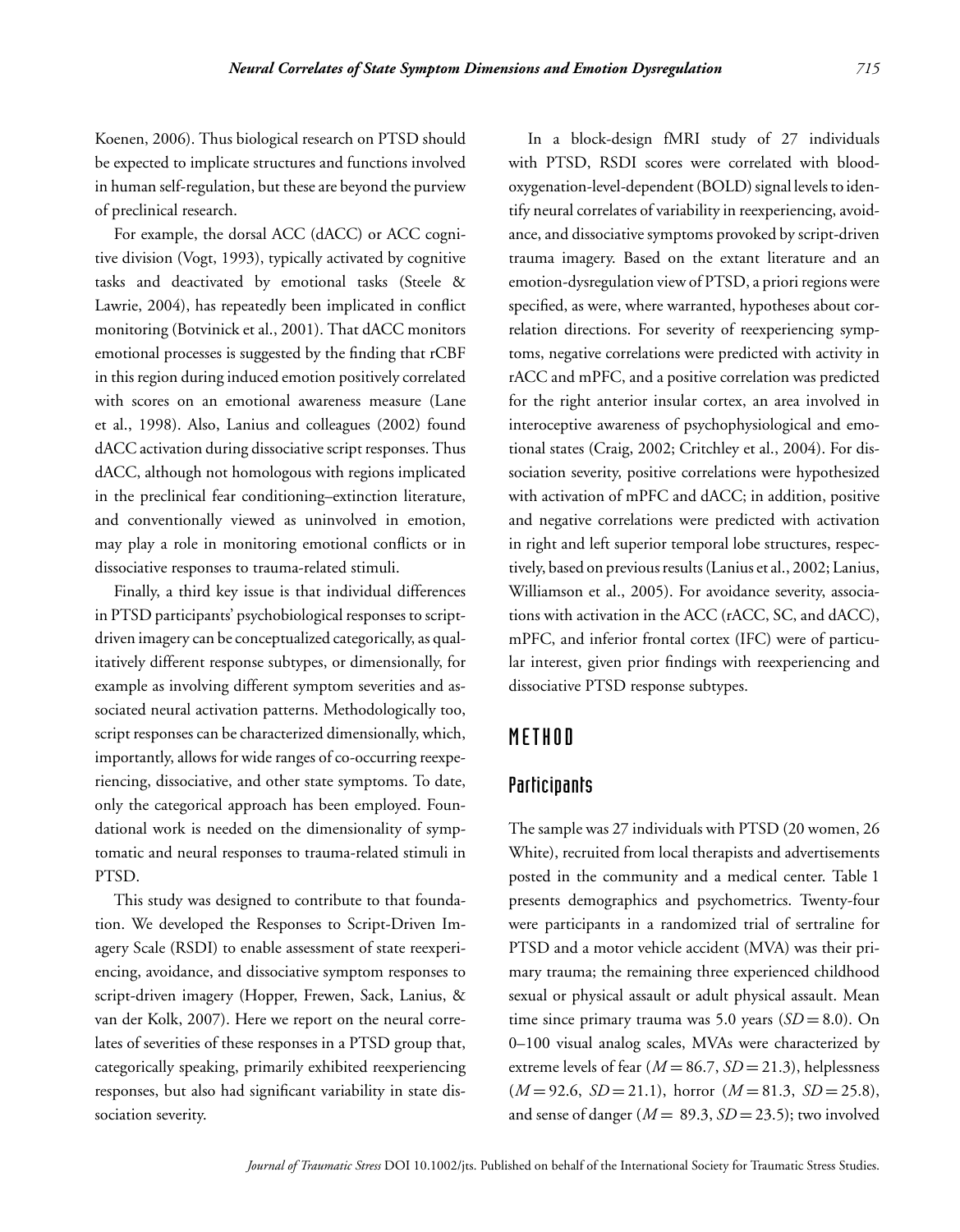Koenen, 2006). Thus biological research on PTSD should be expected to implicate structures and functions involved in human self-regulation, but these are beyond the purview of preclinical research.

For example, the dorsal ACC (dACC) or ACC cognitive division (Vogt, 1993), typically activated by cognitive tasks and deactivated by emotional tasks (Steele & Lawrie, 2004), has repeatedly been implicated in conflict monitoring (Botvinick et al., 2001). That dACC monitors emotional processes is suggested by the finding that rCBF in this region during induced emotion positively correlated with scores on an emotional awareness measure (Lane et al., 1998). Also, Lanius and colleagues (2002) found dACC activation during dissociative script responses. Thus dACC, although not homologous with regions implicated in the preclinical fear conditioning–extinction literature, and conventionally viewed as uninvolved in emotion, may play a role in monitoring emotional conflicts or in dissociative responses to trauma-related stimuli.

Finally, a third key issue is that individual differences in PTSD participants' psychobiological responses to script-driven imagery can be conceptualized categorically, as qualitatively different response subtypes, or dimensionally, for example as involving different symptom severities and associated neural activation patterns. Methodologically too, script responses can be characterized dimensionally, which, importantly, allows for wide ranges of co-occurring reexperiencing, dissociative, and other state symptoms. To date, only the categorical approach has been employed. Foundational work is needed on the dimensionality of symptomatic and neural responses to trauma-related stimuli in PTSD.

This study was designed to contribute to that foundation. We developed the Responses to Script-Driven Imagery Scale (RSDI) to enable assessment of state reexperiencing, avoidance, and dissociative symptom responses to script-driven imagery (Hopper, Frewen, Sack, Lanius, & van der Kolk, 2007). Here we report on the neural correlates of severities of these responses in a PTSD group that, categorically speaking, primarily exhibited reexperiencing responses, but also had significant variability in state dissociation severity.

In a block-design fMRI study of 27 individuals with PTSD, RSDI scores were correlated with blood-oxygenation-level-dependent (BOLD) signal levels to identify neural correlates of variability in reexperiencing, avoidance, and dissociative symptoms provoked by script-driven trauma imagery. Based on the extant literature and an emotion-dysregulation view of PTSD, a priori regions were specified, as were, where warranted, hypotheses about correlation directions. For severity of reexperiencing symptoms, negative correlations were predicted with activity in rACC and mPFC, and a positive correlation was predicted for the right anterior insular cortex, an area involved in interoceptive awareness of psychophysiological and emotional states (Craig, 2002; Critchley et al., 2004). For dissociation severity, positive correlations were hypothesized with activation of mPFC and dACC; in addition, positive and negative correlations were predicted with activation in right and left superior temporal lobe structures, respectively, based on previous results (Lanius et al., 2002; Lanius, Williamson et al., 2005). For avoidance severity, associations with activation in the ACC (rACC, SC, and dACC), mPFC, and inferior frontal cortex (IFC) were of particular interest, given prior findings with reexperiencing and dissociative PTSD response subtypes.

# METHOD

## Participants

The sample was 27 individuals with PTSD (20 women, 26 White), recruited from local therapists and advertisements posted in the community and a medical center. Table 1 presents demographics and psychometrics. Twenty-four were participants in a randomized trial of sertraline for PTSD and a motor vehicle accident (MVA) was their primary trauma; the remaining three experienced childhood sexual or physical assault or adult physical assault. Mean time since primary trauma was 5.0 years ($SD = 8.0$). On 0–100 visual analog scales, MVAs were characterized by extreme levels of fear ($M = 86.7$, $SD = 21.3$), helplessness ($M = 92.6$, $SD = 21.1$), horror ($M = 81.3$, $SD = 25.8$), and sense of danger ($M = 89.3$, $SD = 23.5$); two involved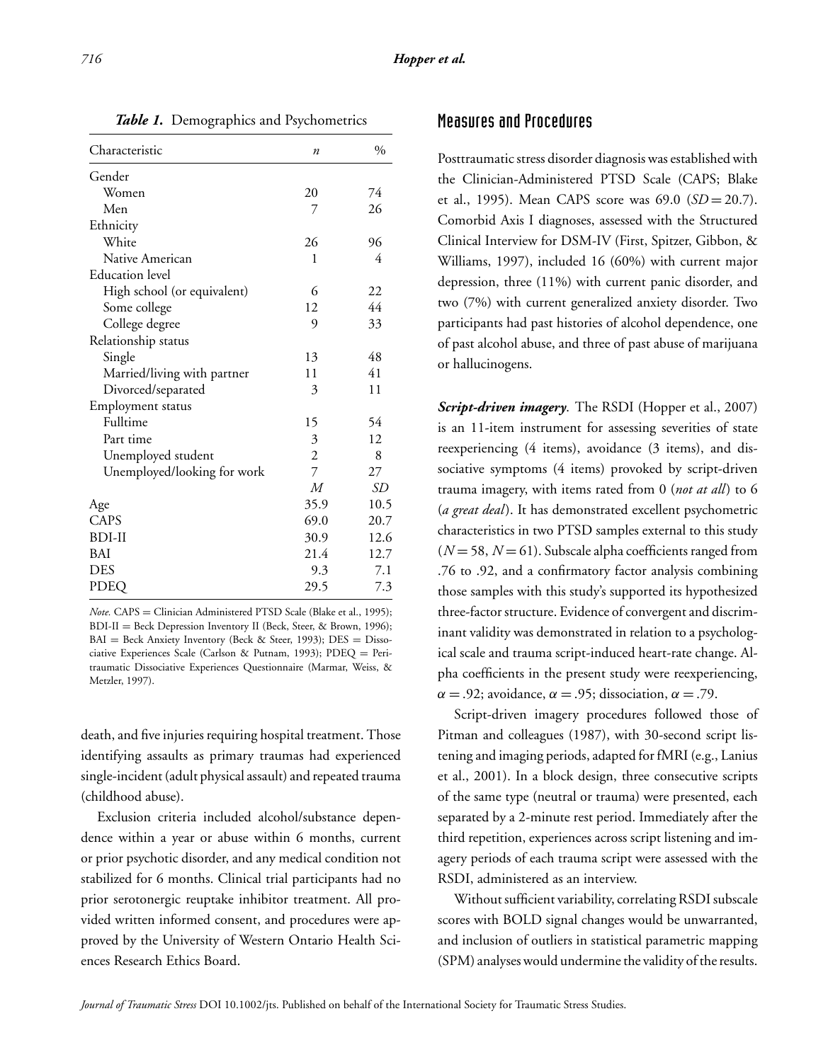*Table 1.* Demographics and Psychometrics

| Characteristic | *n* | % |
|---|---|---|
| Gender | | |
| Women | 20 | 74 |
| Men | 7 | 26 |
| Ethnicity | | |
| White | 26 | 96 |
| Native American | 1 | 4 |
| Education level | | |
| High school (or equivalent) | 6 | 22 |
| Some college | 12 | 44 |
| College degree | 9 | 33 |
| Relationship status | | |
| Single | 13 | 48 |
| Married/living with partner | 11 | 41 |
| Divorced/separated | 3 | 11 |
| Employment status | | |
| Fulltime | 15 | 54 |
| Part time | 3 | 12 |
| Unemployed student | 2 | 8 |
| Unemployed/looking for work | 7 | 27 |
| | *M* | *SD* |
| Age | 35.9 | 10.5 |
| CAPS | 69.0 | 20.7 |
| BDI-II | 30.9 | 12.6 |
| BAI | 21.4 | 12.7 |
| DES | 9.3 | 7.1 |
| PDEQ | 29.5 | 7.3 |

*Note.* CAPS = Clinician Administered PTSD Scale (Blake et al., 1995); BDI-II = Beck Depression Inventory II (Beck, Steer, & Brown, 1996); BAI = Beck Anxiety Inventory (Beck & Steer, 1993); DES = Dissociative Experiences Scale (Carlson & Putnam, 1993); PDEQ = Peritraumatic Dissociative Experiences Questionnaire (Marmar, Weiss, & Metzler, 1997).

death, and five injuries requiring hospital treatment. Those identifying assaults as primary traumas had experienced single-incident (adult physical assault) and repeated trauma (childhood abuse).

Exclusion criteria included alcohol/substance dependence within a year or abuse within 6 months, current or prior psychotic disorder, and any medical condition not stabilized for 6 months. Clinical trial participants had no prior serotonergic reuptake inhibitor treatment. All provided written informed consent, and procedures were approved by the University of Western Ontario Health Sciences Research Ethics Board.

## Measures and Procedures

Posttraumatic stress disorder diagnosis was established with the Clinician-Administered PTSD Scale (CAPS; Blake et al., 1995). Mean CAPS score was 69.0 ($SD = 20.7$). Comorbid Axis I diagnoses, assessed with the Structured Clinical Interview for DSM-IV (First, Spitzer, Gibbon, & Williams, 1997), included 16 (60%) with current major depression, three (11%) with current panic disorder, and two (7%) with current generalized anxiety disorder. Two participants had past histories of alcohol dependence, one of past alcohol abuse, and three of past abuse of marijuana or hallucinogens.

***Script-driven imagery.*** The RSDI (Hopper et al., 2007) is an 11-item instrument for assessing severities of state reexperiencing (4 items), avoidance (3 items), and dissociative symptoms (4 items) provoked by script-driven trauma imagery, with items rated from 0 (*not at all*) to 6 (*a great deal*). It has demonstrated excellent psychometric characteristics in two PTSD samples external to this study ($N = 58$, $N = 61$). Subscale alpha coefficients ranged from .76 to .92, and a confirmatory factor analysis combining those samples with this study's supported its hypothesized three-factor structure. Evidence of convergent and discriminant validity was demonstrated in relation to a psychological scale and trauma script-induced heart-rate change. Alpha coefficients in the present study were reexperiencing, $\alpha = .92$; avoidance, $\alpha = .95$; dissociation, $\alpha = .79$.

Script-driven imagery procedures followed those of Pitman and colleagues (1987), with 30-second script listening and imaging periods, adapted for fMRI (e.g., Lanius et al., 2001). In a block design, three consecutive scripts of the same type (neutral or trauma) were presented, each separated by a 2-minute rest period. Immediately after the third repetition, experiences across script listening and imagery periods of each trauma script were assessed with the RSDI, administered as an interview.

Without sufficient variability, correlating RSDI subscale scores with BOLD signal changes would be unwarranted, and inclusion of outliers in statistical parametric mapping (SPM) analyses would undermine the validity of the results.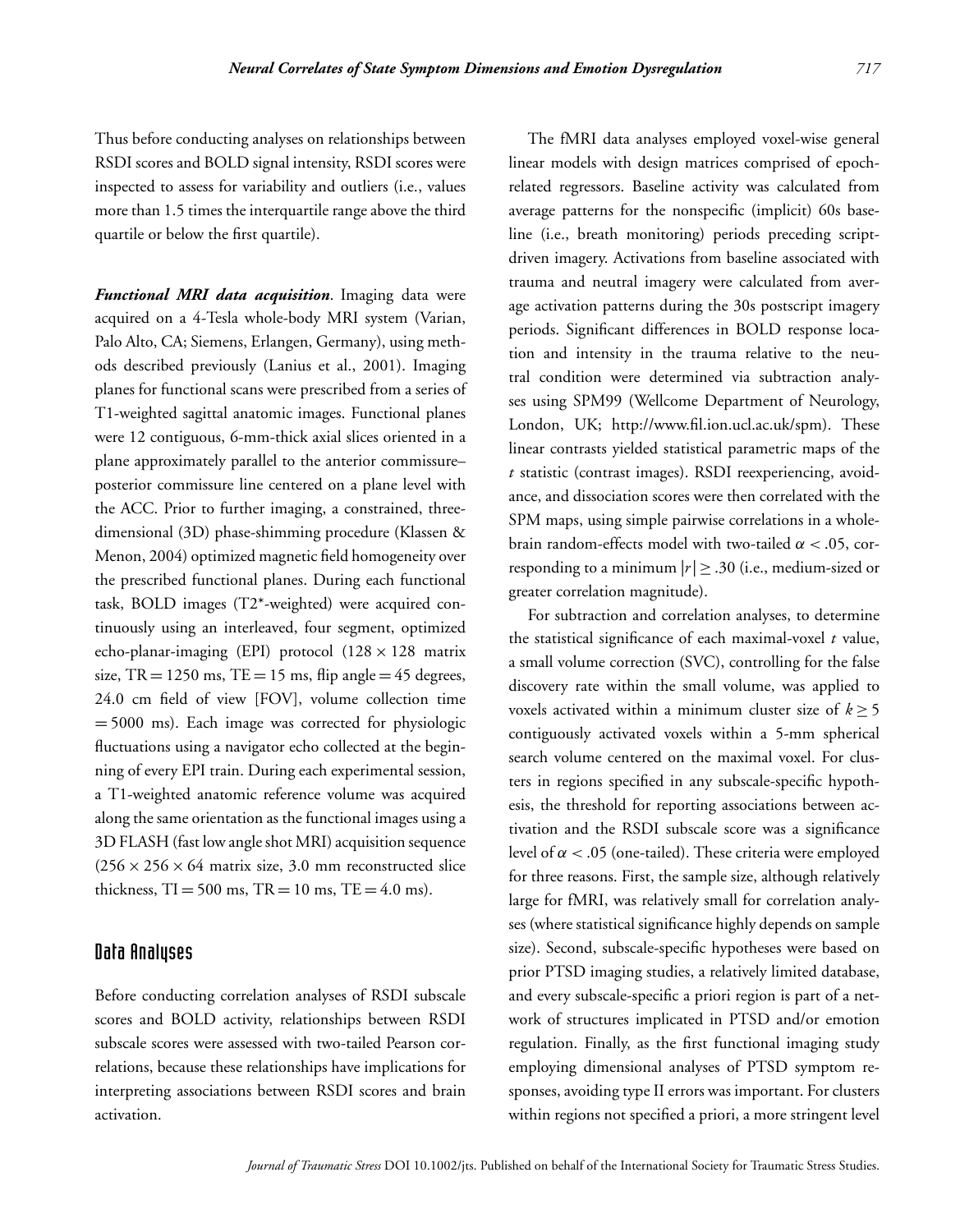Thus before conducting analyses on relationships between RSDI scores and BOLD signal intensity, RSDI scores were inspected to assess for variability and outliers (i.e., values more than 1.5 times the interquartile range above the third quartile or below the first quartile).

***Functional MRI data acquisition*.** Imaging data were acquired on a 4-Tesla whole-body MRI system (Varian, Palo Alto, CA; Siemens, Erlangen, Germany), using methods described previously (Lanius et al., 2001). Imaging planes for functional scans were prescribed from a series of T1-weighted sagittal anatomic images. Functional planes were 12 contiguous, 6-mm-thick axial slices oriented in a plane approximately parallel to the anterior commissure–posterior commissure line centered on a plane level with the ACC. Prior to further imaging, a constrained, three-dimensional (3D) phase-shimming procedure (Klassen & Menon, 2004) optimized magnetic field homogeneity over the prescribed functional planes. During each functional task, BOLD images (T2*-weighted) were acquired continuously using an interleaved, four segment, optimized echo-planar-imaging (EPI) protocol ($128 \times 128$ matrix size, TR = 1250 ms, TE = 15 ms, flip angle = 45 degrees, 24.0 cm field of view [FOV], volume collection time = 5000 ms). Each image was corrected for physiologic fluctuations using a navigator echo collected at the beginning of every EPI train. During each experimental session, a T1-weighted anatomic reference volume was acquired along the same orientation as the functional images using a 3D FLASH (fast low angle shot MRI) acquisition sequence ($256 \times 256 \times 64$ matrix size, 3.0 mm reconstructed slice thickness, TI = 500 ms, TR = 10 ms, TE = 4.0 ms).

## Data Analyses

Before conducting correlation analyses of RSDI subscale scores and BOLD activity, relationships between RSDI subscale scores were assessed with two-tailed Pearson correlations, because these relationships have implications for interpreting associations between RSDI scores and brain activation.

The fMRI data analyses employed voxel-wise general linear models with design matrices comprised of epoch-related regressors. Baseline activity was calculated from average patterns for the nonspecific (implicit) 60s baseline (i.e., breath monitoring) periods preceding script-driven imagery. Activations from baseline associated with trauma and neutral imagery were calculated from average activation patterns during the 30s postscript imagery periods. Significant differences in BOLD response location and intensity in the trauma relative to the neutral condition were determined via subtraction analyses using SPM99 (Wellcome Department of Neurology, London, UK; http://www.fil.ion.ucl.ac.uk/spm). These linear contrasts yielded statistical parametric maps of the $t$ statistic (contrast images). RSDI reexperiencing, avoidance, and dissociation scores were then correlated with the SPM maps, using simple pairwise correlations in a whole-brain random-effects model with two-tailed $\alpha < .05$, corresponding to a minimum $|r| \geq .30$ (i.e., medium-sized or greater correlation magnitude).

For subtraction and correlation analyses, to determine the statistical significance of each maximal-voxel $t$ value, a small volume correction (SVC), controlling for the false discovery rate within the small volume, was applied to voxels activated within a minimum cluster size of $k \geq 5$ contiguously activated voxels within a 5-mm spherical search volume centered on the maximal voxel. For clusters in regions specified in any subscale-specific hypothesis, the threshold for reporting associations between activation and the RSDI subscale score was a significance level of $\alpha < .05$ (one-tailed). These criteria were employed for three reasons. First, the sample size, although relatively large for fMRI, was relatively small for correlation analyses (where statistical significance highly depends on sample size). Second, subscale-specific hypotheses were based on prior PTSD imaging studies, a relatively limited database, and every subscale-specific a priori region is part of a network of structures implicated in PTSD and/or emotion regulation. Finally, as the first functional imaging study employing dimensional analyses of PTSD symptom responses, avoiding type II errors was important. For clusters within regions not specified a priori, a more stringent level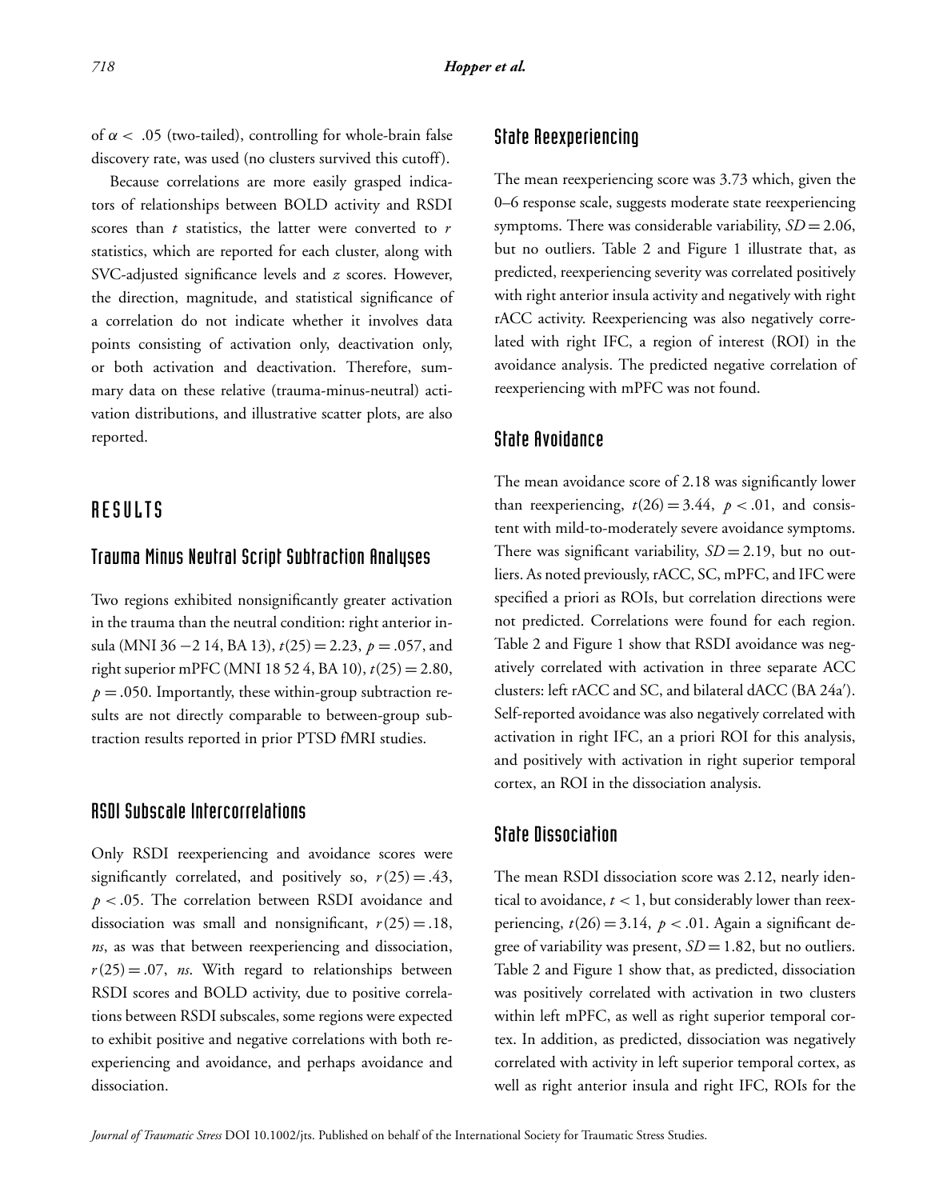of $\alpha < .05$ (two-tailed), controlling for whole-brain false discovery rate, was used (no clusters survived this cutoff).

Because correlations are more easily grasped indicators of relationships between BOLD activity and RSDI scores than $t$ statistics, the latter were converted to $r$ statistics, which are reported for each cluster, along with SVC-adjusted significance levels and $z$ scores. However, the direction, magnitude, and statistical significance of a correlation do not indicate whether it involves data points consisting of activation only, deactivation only, or both activation and deactivation. Therefore, summary data on these relative (trauma-minus-neutral) activation distributions, and illustrative scatter plots, are also reported.

# RESULTS

## Trauma Minus Neutral Script Subtraction Analyses

Two regions exhibited nonsignificantly greater activation in the trauma than the neutral condition: right anterior insula (MNI 36 −2 14, BA 13), $t(25) = 2.23$, $p = .057$, and right superior mPFC (MNI 18 52 4, BA 10), $t(25) = 2.80$, $p = .050$. Importantly, these within-group subtraction results are not directly comparable to between-group subtraction results reported in prior PTSD fMRI studies.

## RSDI Subscale Intercorrelations

Only RSDI reexperiencing and avoidance scores were significantly correlated, and positively so, $r(25) = .43$, $p < .05$. The correlation between RSDI avoidance and dissociation was small and nonsignificant, $r(25) = .18$, *ns*, as was that between reexperiencing and dissociation, $r(25) = .07$, *ns*. With regard to relationships between RSDI scores and BOLD activity, due to positive correlations between RSDI subscales, some regions were expected to exhibit positive and negative correlations with both reexperiencing and avoidance, and perhaps avoidance and dissociation.

## State Reexperiencing

The mean reexperiencing score was 3.73 which, given the 0–6 response scale, suggests moderate state reexperiencing symptoms. There was considerable variability, $SD = 2.06$, but no outliers. Table 2 and Figure 1 illustrate that, as predicted, reexperiencing severity was correlated positively with right anterior insula activity and negatively with right rACC activity. Reexperiencing was also negatively correlated with right IFC, a region of interest (ROI) in the avoidance analysis. The predicted negative correlation of reexperiencing with mPFC was not found.

## State Avoidance

The mean avoidance score of 2.18 was significantly lower than reexperiencing, $t(26) = 3.44$, $p < .01$, and consistent with mild-to-moderately severe avoidance symptoms. There was significant variability, $SD = 2.19$, but no outliers. As noted previously, rACC, SC, mPFC, and IFC were specified a priori as ROIs, but correlation directions were not predicted. Correlations were found for each region. Table 2 and Figure 1 show that RSDI avoidance was negatively correlated with activation in three separate ACC clusters: left rACC and SC, and bilateral dACC (BA 24a′). Self-reported avoidance was also negatively correlated with activation in right IFC, an a priori ROI for this analysis, and positively with activation in right superior temporal cortex, an ROI in the dissociation analysis.

## State Dissociation

The mean RSDI dissociation score was 2.12, nearly identical to avoidance, $t < 1$, but considerably lower than reexperiencing, $t(26) = 3.14$, $p < .01$. Again a significant degree of variability was present, $SD = 1.82$, but no outliers. Table 2 and Figure 1 show that, as predicted, dissociation was positively correlated with activation in two clusters within left mPFC, as well as right superior temporal cortex. In addition, as predicted, dissociation was negatively correlated with activity in left superior temporal cortex, as well as right anterior insula and right IFC, ROIs for the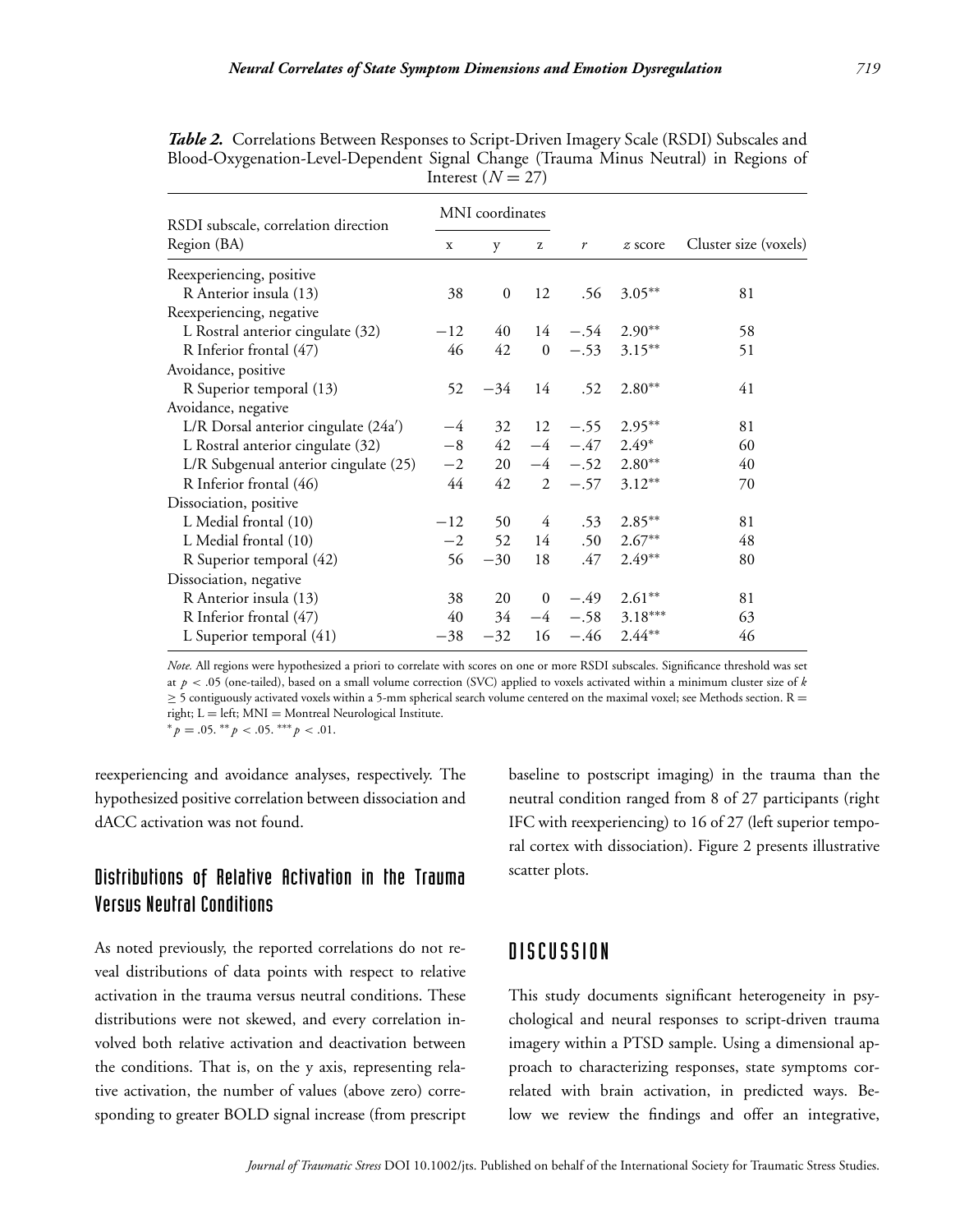***Table 2.*** Correlations Between Responses to Script-Driven Imagery Scale (RSDI) Subscales and Blood-Oxygenation-Level-Dependent Signal Change (Trauma Minus Neutral) in Regions of Interest ($N = 27$)

| RSDI subscale, correlation direction | MNI coordinates | | | | | |
|---|---|---|---|---|---|---|
| Region (BA) | x | y | z | $r$ | $z$ score | Cluster size (voxels) |
| Reexperiencing, positive | | | | | | |
| R Anterior insula (13) | 38 | 0 | 12 | .56 | 3.05** | 81 |
| Reexperiencing, negative | | | | | | |
| L Rostral anterior cingulate (32) | −12 | 40 | 14 | −.54 | 2.90** | 58 |
| R Inferior frontal (47) | 46 | 42 | 0 | −.53 | 3.15** | 51 |
| Avoidance, positive | | | | | | |
| R Superior temporal (13) | 52 | −34 | 14 | .52 | 2.80** | 41 |
| Avoidance, negative | | | | | | |
| L/R Dorsal anterior cingulate (24a′) | −4 | 32 | 12 | −.55 | 2.95** | 81 |
| L Rostral anterior cingulate (32) | −8 | 42 | −4 | −.47 | 2.49* | 60 |
| L/R Subgenual anterior cingulate (25) | −2 | 20 | −4 | −.52 | 2.80** | 40 |
| R Inferior frontal (46) | 44 | 42 | 2 | −.57 | 3.12** | 70 |
| Dissociation, positive | | | | | | |
| L Medial frontal (10) | −12 | 50 | 4 | .53 | 2.85** | 81 |
| L Medial frontal (10) | −2 | 52 | 14 | .50 | 2.67** | 48 |
| R Superior temporal (42) | 56 | −30 | 18 | .47 | 2.49** | 80 |
| Dissociation, negative | | | | | | |
| R Anterior insula (13) | 38 | 20 | 0 | −.49 | 2.61** | 81 |
| R Inferior frontal (47) | 40 | 34 | −4 | −.58 | 3.18*** | 63 |
| L Superior temporal (41) | −38 | −32 | 16 | −.46 | 2.44** | 46 |

*Note.* All regions were hypothesized a priori to correlate with scores on one or more RSDI subscales. Significance threshold was set at $p < .05$ (one-tailed), based on a small volume correction (SVC) applied to voxels activated within a minimum cluster size of $k \geq 5$ contiguously activated voxels within a 5-mm spherical search volume centered on the maximal voxel; see Methods section. R = right; L = left; MNI = Montreal Neurological Institute.
*$p = .05$. **$p < .05$. ***$p < .01$.

reexperiencing and avoidance analyses, respectively. The hypothesized positive correlation between dissociation and dACC activation was not found.

## Distributions of Relative Activation in the Trauma Versus Neutral Conditions

As noted previously, the reported correlations do not reveal distributions of data points with respect to relative activation in the trauma versus neutral conditions. These distributions were not skewed, and every correlation involved both relative activation and deactivation between the conditions. That is, on the y axis, representing relative activation, the number of values (above zero) corresponding to greater BOLD signal increase (from prescript baseline to postscript imaging) in the trauma than the neutral condition ranged from 8 of 27 participants (right IFC with reexperiencing) to 16 of 27 (left superior temporal cortex with dissociation). Figure 2 presents illustrative scatter plots.

# DISCUSSION

This study documents significant heterogeneity in psychological and neural responses to script-driven trauma imagery within a PTSD sample. Using a dimensional approach to characterizing responses, state symptoms correlated with brain activation, in predicted ways. Below we review the findings and offer an integrative,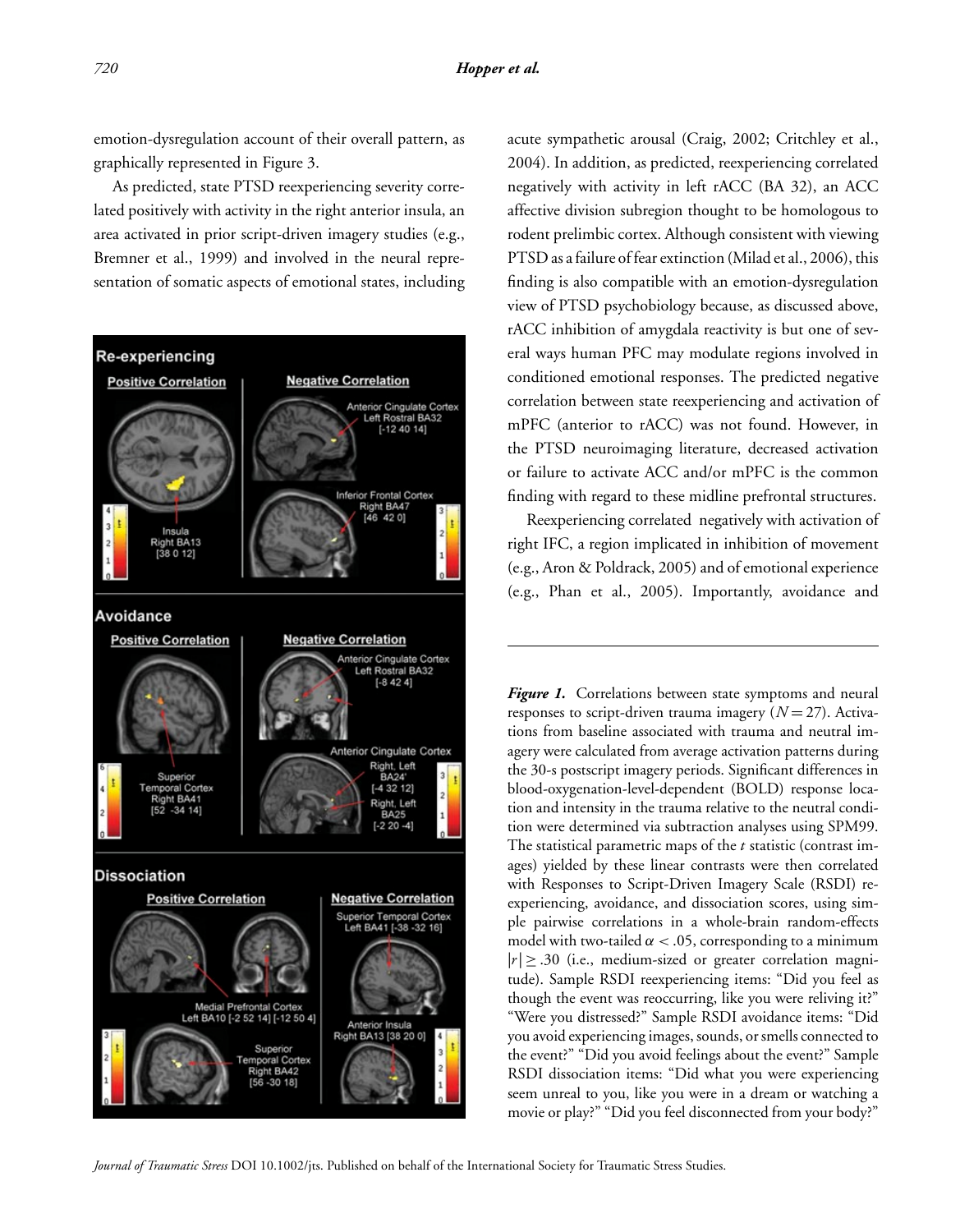emotion-dysregulation account of their overall pattern, as graphically represented in Figure 3.

As predicted, state PTSD reexperiencing severity correlated positively with activity in the right anterior insula, an area activated in prior script-driven imagery studies (e.g., Bremner et al., 1999) and involved in the neural representation of somatic aspects of emotional states, including acute sympathetic arousal (Craig, 2002; Critchley et al., 2004). In addition, as predicted, reexperiencing correlated negatively with activity in left rACC (BA 32), an ACC affective division subregion thought to be homologous to rodent prelimbic cortex. Although consistent with viewing PTSD as a failure of fear extinction (Milad et al., 2006), this finding is also compatible with an emotion-dysregulation view of PTSD psychobiology because, as discussed above, rACC inhibition of amygdala reactivity is but one of several ways human PFC may modulate regions involved in conditioned emotional responses. The predicted negative correlation between state reexperiencing and activation of mPFC (anterior to rACC) was not found. However, in the PTSD neuroimaging literature, decreased activation or failure to activate ACC and/or mPFC is the common finding with regard to these midline prefrontal structures.

Reexperiencing correlated negatively with activation of right IFC, a region implicated in inhibition of movement (e.g., Aron & Poldrack, 2005) and of emotional experience (e.g., Phan et al., 2005). Importantly, avoidance and

*Figure 1.* Correlations between state symptoms and neural responses to script-driven trauma imagery ($N = 27$). Activations from baseline associated with trauma and neutral imagery were calculated from average activation patterns during the 30-s postscript imagery periods. Significant differences in blood-oxygenation-level-dependent (BOLD) response location and intensity in the trauma relative to the neutral condition were determined via subtraction analyses using SPM99. The statistical parametric maps of the $t$ statistic (contrast images) yielded by these linear contrasts were then correlated with Responses to Script-Driven Imagery Scale (RSDI) reexperiencing, avoidance, and dissociation scores, using simple pairwise correlations in a whole-brain random-effects model with two-tailed $\alpha < .05$, corresponding to a minimum $|r| \geq .30$ (i.e., medium-sized or greater correlation magnitude). Sample RSDI reexperiencing items: "Did you feel as though the event was reoccurring, like you were reliving it?" "Were you distressed?" Sample RSDI avoidance items: "Did you avoid experiencing images, sounds, or smells connected to the event?" "Did you avoid feelings about the event?" Sample RSDI dissociation items: "Did what you were experiencing seem unreal to you, like you were in a dream or watching a movie or play?" "Did you feel disconnected from your body?"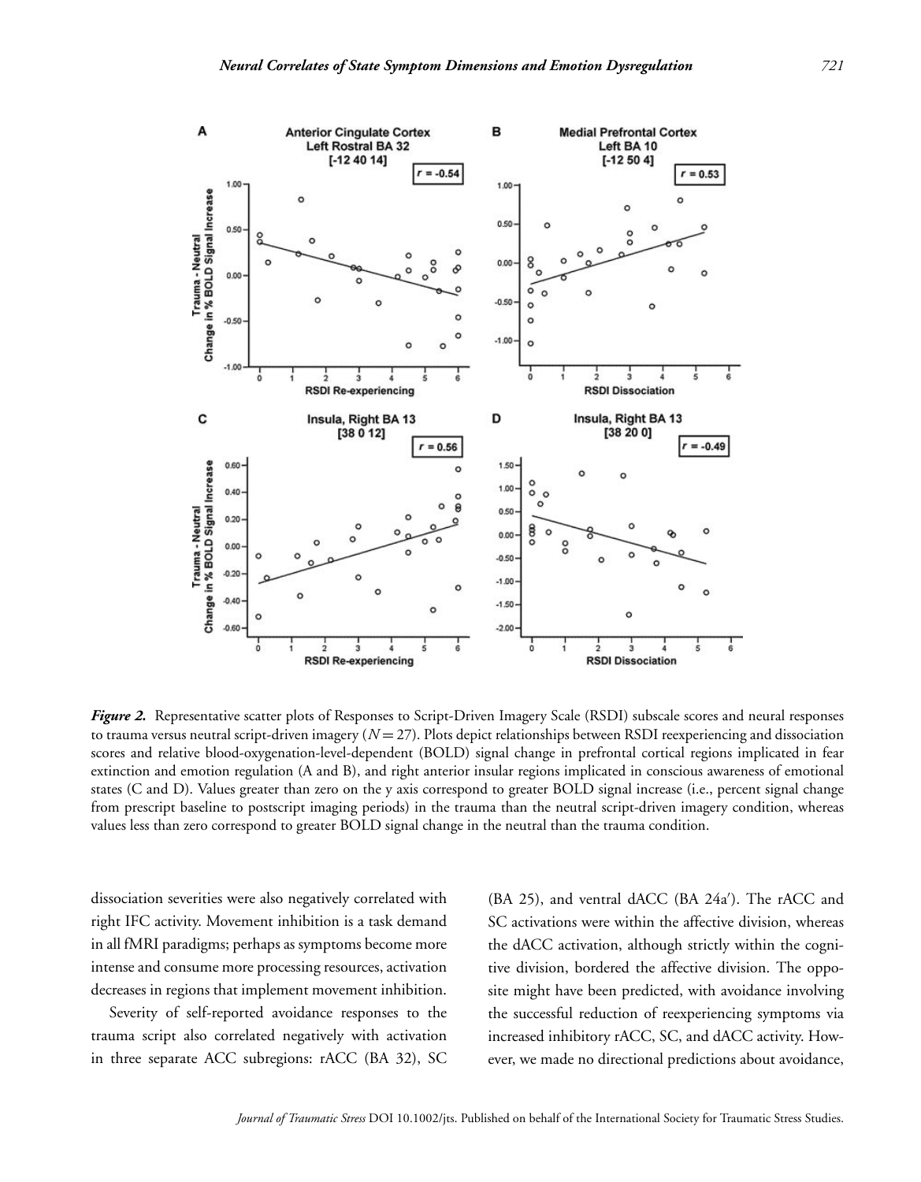*Figure 2.* Representative scatter plots of Responses to Script-Driven Imagery Scale (RSDI) subscale scores and neural responses to trauma versus neutral script-driven imagery ($N = 27$). Plots depict relationships between RSDI reexperiencing and dissociation scores and relative blood-oxygenation-level-dependent (BOLD) signal change in prefrontal cortical regions implicated in fear extinction and emotion regulation (A and B), and right anterior insular regions implicated in conscious awareness of emotional states (C and D). Values greater than zero on the y axis correspond to greater BOLD signal increase (i.e., percent signal change from prescript baseline to postscript imaging periods) in the trauma than the neutral script-driven imagery condition, whereas values less than zero correspond to greater BOLD signal change in the neutral than the trauma condition.

dissociation severities were also negatively correlated with right IFC activity. Movement inhibition is a task demand in all fMRI paradigms; perhaps as symptoms become more intense and consume more processing resources, activation decreases in regions that implement movement inhibition.

Severity of self-reported avoidance responses to the trauma script also correlated negatively with activation in three separate ACC subregions: rACC (BA 32), SC (BA 25), and ventral dACC (BA 24a′). The rACC and SC activations were within the affective division, whereas the dACC activation, although strictly within the cognitive division, bordered the affective division. The opposite might have been predicted, with avoidance involving the successful reduction of reexperiencing symptoms via increased inhibitory rACC, SC, and dACC activity. However, we made no directional predictions about avoidance,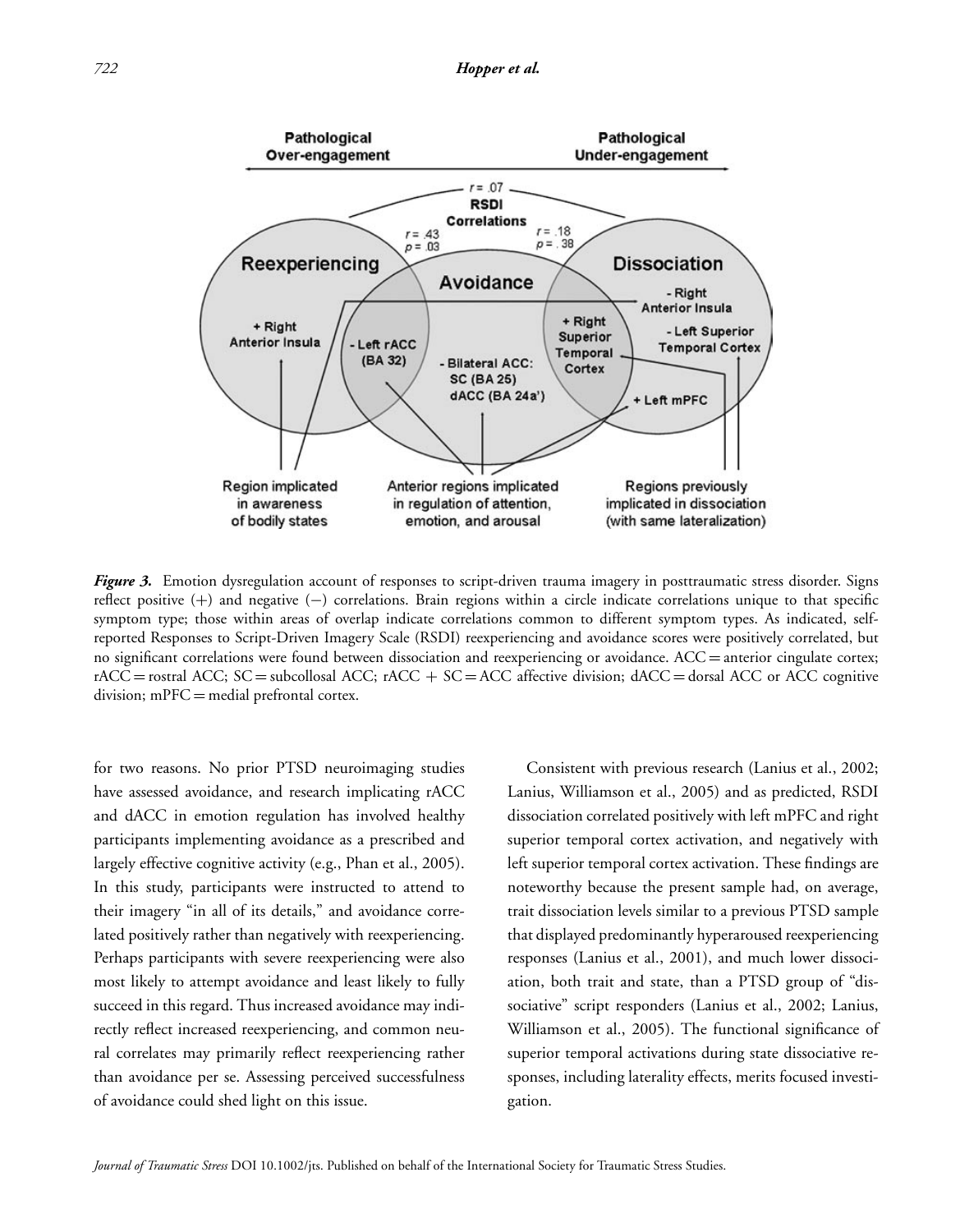*Figure 3.* Emotion dysregulation account of responses to script-driven trauma imagery in posttraumatic stress disorder. Signs reflect positive (+) and negative (−) correlations. Brain regions within a circle indicate correlations unique to that specific symptom type; those within areas of overlap indicate correlations common to different symptom types. As indicated, self-reported Responses to Script-Driven Imagery Scale (RSDI) reexperiencing and avoidance scores were positively correlated, but no significant correlations were found between dissociation and reexperiencing or avoidance. ACC = anterior cingulate cortex; rACC = rostral ACC; SC = subcollosal ACC; rACC + SC = ACC affective division; dACC = dorsal ACC or ACC cognitive division; mPFC = medial prefrontal cortex.

for two reasons. No prior PTSD neuroimaging studies have assessed avoidance, and research implicating rACC and dACC in emotion regulation has involved healthy participants implementing avoidance as a prescribed and largely effective cognitive activity (e.g., Phan et al., 2005). In this study, participants were instructed to attend to their imagery "in all of its details," and avoidance correlated positively rather than negatively with reexperiencing. Perhaps participants with severe reexperiencing were also most likely to attempt avoidance and least likely to fully succeed in this regard. Thus increased avoidance may indirectly reflect increased reexperiencing, and common neural correlates may primarily reflect reexperiencing rather than avoidance per se. Assessing perceived successfulness of avoidance could shed light on this issue.

Consistent with previous research (Lanius et al., 2002; Lanius, Williamson et al., 2005) and as predicted, RSDI dissociation correlated positively with left mPFC and right superior temporal cortex activation, and negatively with left superior temporal cortex activation. These findings are noteworthy because the present sample had, on average, trait dissociation levels similar to a previous PTSD sample that displayed predominantly hyperaroused reexperiencing responses (Lanius et al., 2001), and much lower dissociation, both trait and state, than a PTSD group of "dissociative" script responders (Lanius et al., 2002; Lanius, Williamson et al., 2005). The functional significance of superior temporal activations during state dissociative responses, including laterality effects, merits focused investigation.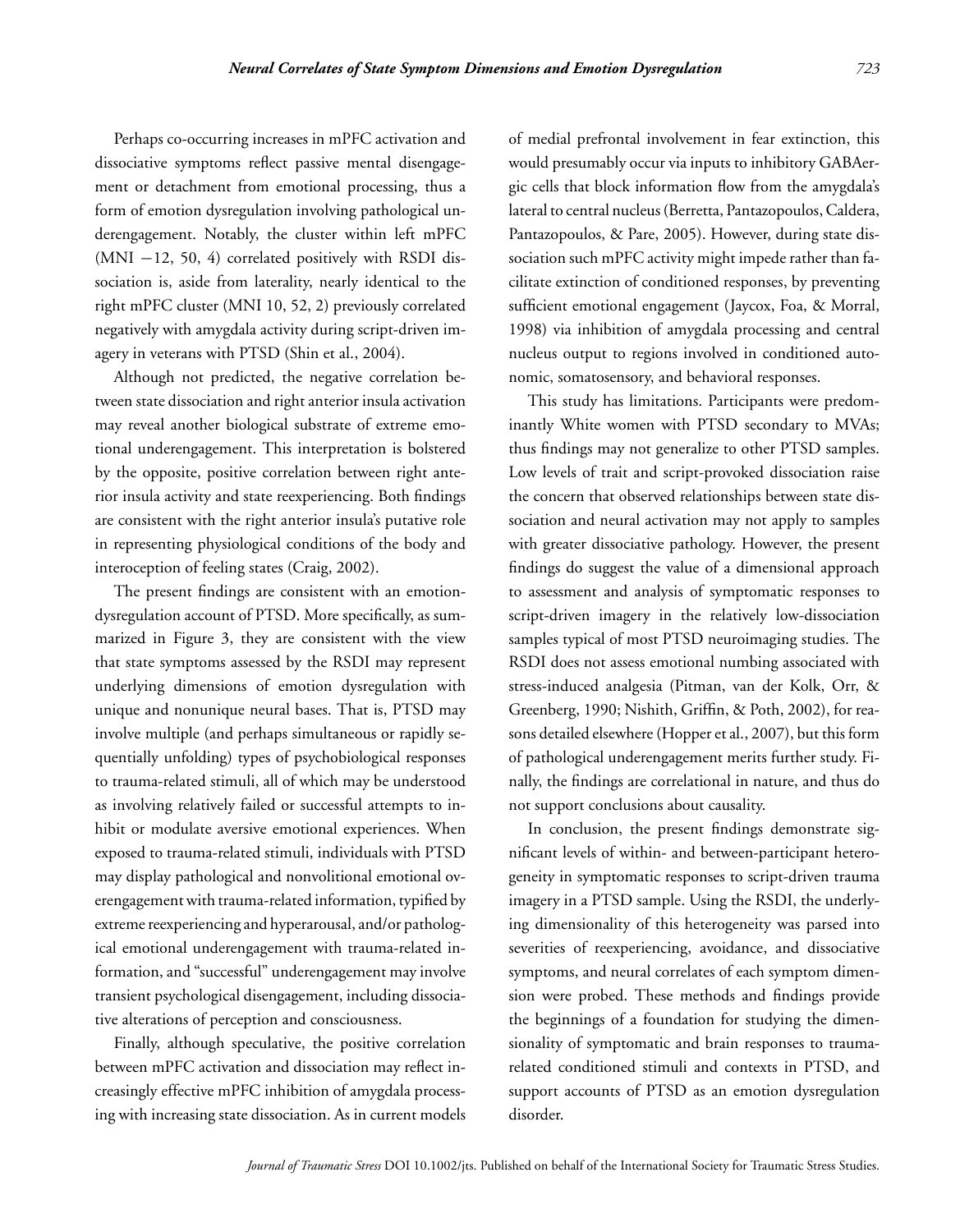Perhaps co-occurring increases in mPFC activation and dissociative symptoms reflect passive mental disengagement or detachment from emotional processing, thus a form of emotion dysregulation involving pathological underengagement. Notably, the cluster within left mPFC (MNI −12, 50, 4) correlated positively with RSDI dissociation is, aside from laterality, nearly identical to the right mPFC cluster (MNI 10, 52, 2) previously correlated negatively with amygdala activity during script-driven imagery in veterans with PTSD (Shin et al., 2004).

Although not predicted, the negative correlation between state dissociation and right anterior insula activation may reveal another biological substrate of extreme emotional underengagement. This interpretation is bolstered by the opposite, positive correlation between right anterior insula activity and state reexperiencing. Both findings are consistent with the right anterior insula's putative role in representing physiological conditions of the body and interoception of feeling states (Craig, 2002).

The present findings are consistent with an emotion-dysregulation account of PTSD. More specifically, as summarized in Figure 3, they are consistent with the view that state symptoms assessed by the RSDI may represent underlying dimensions of emotion dysregulation with unique and nonunique neural bases. That is, PTSD may involve multiple (and perhaps simultaneous or rapidly sequentially unfolding) types of psychobiological responses to trauma-related stimuli, all of which may be understood as involving relatively failed or successful attempts to inhibit or modulate aversive emotional experiences. When exposed to trauma-related stimuli, individuals with PTSD may display pathological and nonvolitional emotional overengagement with trauma-related information, typified by extreme reexperiencing and hyperarousal, and/or pathological emotional underengagement with trauma-related information, and "successful" underengagement may involve transient psychological disengagement, including dissociative alterations of perception and consciousness.

Finally, although speculative, the positive correlation between mPFC activation and dissociation may reflect increasingly effective mPFC inhibition of amygdala processing with increasing state dissociation. As in current models of medial prefrontal involvement in fear extinction, this would presumably occur via inputs to inhibitory GABAergic cells that block information flow from the amygdala's lateral to central nucleus (Berretta, Pantazopoulos, Caldera, Pantazopoulos, & Pare, 2005). However, during state dissociation such mPFC activity might impede rather than facilitate extinction of conditioned responses, by preventing sufficient emotional engagement (Jaycox, Foa, & Morral, 1998) via inhibition of amygdala processing and central nucleus output to regions involved in conditioned autonomic, somatosensory, and behavioral responses.

This study has limitations. Participants were predominantly White women with PTSD secondary to MVAs; thus findings may not generalize to other PTSD samples. Low levels of trait and script-provoked dissociation raise the concern that observed relationships between state dissociation and neural activation may not apply to samples with greater dissociative pathology. However, the present findings do suggest the value of a dimensional approach to assessment and analysis of symptomatic responses to script-driven imagery in the relatively low-dissociation samples typical of most PTSD neuroimaging studies. The RSDI does not assess emotional numbing associated with stress-induced analgesia (Pitman, van der Kolk, Orr, & Greenberg, 1990; Nishith, Griffin, & Poth, 2002), for reasons detailed elsewhere (Hopper et al., 2007), but this form of pathological underengagement merits further study. Finally, the findings are correlational in nature, and thus do not support conclusions about causality.

In conclusion, the present findings demonstrate significant levels of within- and between-participant heterogeneity in symptomatic responses to script-driven trauma imagery in a PTSD sample. Using the RSDI, the underlying dimensionality of this heterogeneity was parsed into severities of reexperiencing, avoidance, and dissociative symptoms, and neural correlates of each symptom dimension were probed. These methods and findings provide the beginnings of a foundation for studying the dimensionality of symptomatic and brain responses to trauma-related conditioned stimuli and contexts in PTSD, and support accounts of PTSD as an emotion dysregulation disorder.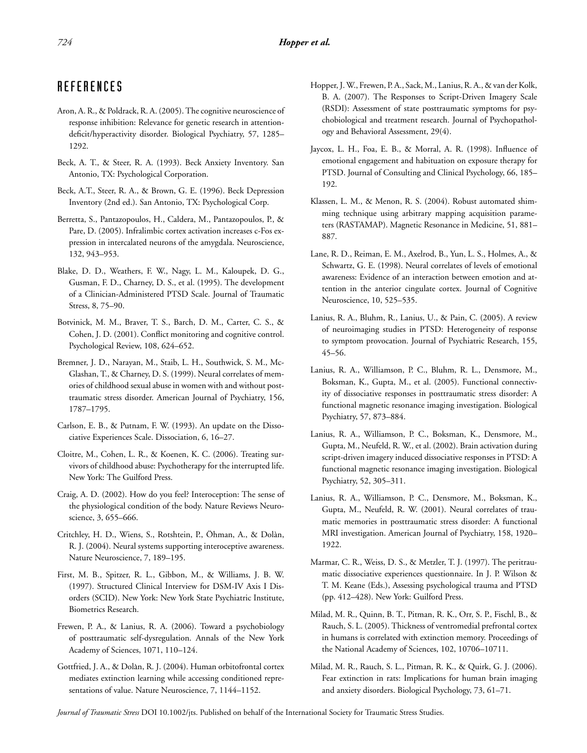## REFERENCES

Aron, A. R., & Poldrack, R. A. (2005). The cognitive neuroscience of response inhibition: Relevance for genetic research in attention-deficit/hyperactivity disorder. Biological Psychiatry, 57, 1285–1292.

Beck, A. T., & Steer, R. A. (1993). Beck Anxiety Inventory. San Antonio, TX: Psychological Corporation.

Beck, A.T., Steer, R. A., & Brown, G. E. (1996). Beck Depression Inventory (2nd ed.). San Antonio, TX: Psychological Corp.

Berretta, S., Pantazopoulos, H., Caldera, M., Pantazopoulos, P., & Pare, D. (2005). Infralimbic cortex activation increases c-Fos expression in intercalated neurons of the amygdala. Neuroscience, 132, 943–953.

Blake, D. D., Weathers, F. W., Nagy, L. M., Kaloupek, D. G., Gusman, F. D., Charney, D. S., et al. (1995). The development of a Clinician-Administered PTSD Scale. Journal of Traumatic Stress, 8, 75–90.

Botvinick, M. M., Braver, T. S., Barch, D. M., Carter, C. S., & Cohen, J. D. (2001). Conflict monitoring and cognitive control. Psychological Review, 108, 624–652.

Bremner, J. D., Narayan, M., Staib, L. H., Southwick, S. M., McGlashan, T., & Charney, D. S. (1999). Neural correlates of memories of childhood sexual abuse in women with and without posttraumatic stress disorder. American Journal of Psychiatry, 156, 1787–1795.

Carlson, E. B., & Putnam, F. W. (1993). An update on the Dissociative Experiences Scale. Dissociation, 6, 16–27.

Cloitre, M., Cohen, L. R., & Koenen, K. C. (2006). Treating survivors of childhood abuse: Psychotherapy for the interrupted life. New York: The Guilford Press.

Craig, A. D. (2002). How do you feel? Interoception: The sense of the physiological condition of the body. Nature Reviews Neuroscience, 3, 655–666.

Critchley, H. D., Wiens, S., Rotshtein, P., Öhman, A., & Dolàn, R. J. (2004). Neural systems supporting interoceptive awareness. Nature Neuroscience, 7, 189–195.

First, M. B., Spitzer, R. L., Gibbon, M., & Williams, J. B. W. (1997). Structured Clinical Interview for DSM-IV Axis I Disorders (SCID). New York: New York State Psychiatric Institute, Biometrics Research.

Frewen, P. A., & Lanius, R. A. (2006). Toward a psychobiology of posttraumatic self-dysregulation. Annals of the New York Academy of Sciences, 1071, 110–124.

Gottfried, J. A., & Dolàn, R. J. (2004). Human orbitofrontal cortex mediates extinction learning while accessing conditioned representations of value. Nature Neuroscience, 7, 1144–1152.

Hopper, J. W., Frewen, P. A., Sack, M., Lanius, R. A., & van der Kolk, B. A. (2007). The Responses to Script-Driven Imagery Scale (RSDI): Assessment of state posttraumatic symptoms for psychobiological and treatment research. Journal of Psychopathology and Behavioral Assessment, 29(4).

Jaycox, L. H., Foa, E. B., & Morral, A. R. (1998). Influence of emotional engagement and habituation on exposure therapy for PTSD. Journal of Consulting and Clinical Psychology, 66, 185–192.

Klassen, L. M., & Menon, R. S. (2004). Robust automated shimming technique using arbitrary mapping acquisition parameters (RASTAMAP). Magnetic Resonance in Medicine, 51, 881–887.

Lane, R. D., Reiman, E. M., Axelrod, B., Yun, L. S., Holmes, A., & Schwartz, G. E. (1998). Neural correlates of levels of emotional awareness: Evidence of an interaction between emotion and attention in the anterior cingulate cortex. Journal of Cognitive Neuroscience, 10, 525–535.

Lanius, R. A., Bluhm, R., Lanius, U., & Pain, C. (2005). A review of neuroimaging studies in PTSD: Heterogeneity of response to symptom provocation. Journal of Psychiatric Research, 155, 45–56.

Lanius, R. A., Williamson, P. C., Bluhm, R. L., Densmore, M., Boksman, K., Gupta, M., et al. (2005). Functional connectivity of dissociative responses in posttraumatic stress disorder: A functional magnetic resonance imaging investigation. Biological Psychiatry, 57, 873–884.

Lanius, R. A., Williamson, P. C., Boksman, K., Densmore, M., Gupta, M., Neufeld, R. W., et al. (2002). Brain activation during script-driven imagery induced dissociative responses in PTSD: A functional magnetic resonance imaging investigation. Biological Psychiatry, 52, 305–311.

Lanius, R. A., Williamson, P. C., Densmore, M., Boksman, K., Gupta, M., Neufeld, R. W. (2001). Neural correlates of traumatic memories in posttraumatic stress disorder: A functional MRI investigation. American Journal of Psychiatry, 158, 1920–1922.

Marmar, C. R., Weiss, D. S., & Metzler, T. J. (1997). The peritraumatic dissociative experiences questionnaire. In J. P. Wilson & T. M. Keane (Eds.), Assessing psychological trauma and PTSD (pp. 412–428). New York: Guilford Press.

Milad, M. R., Quinn, B. T., Pitman, R. K., Orr, S. P., Fischl, B., & Rauch, S. L. (2005). Thickness of ventromedial prefrontal cortex in humans is correlated with extinction memory. Proceedings of the National Academy of Sciences, 102, 10706–10711.

Milad, M. R., Rauch, S. L., Pitman, R. K., & Quirk, G. J. (2006). Fear extinction in rats: Implications for human brain imaging and anxiety disorders. Biological Psychology, 73, 61–71.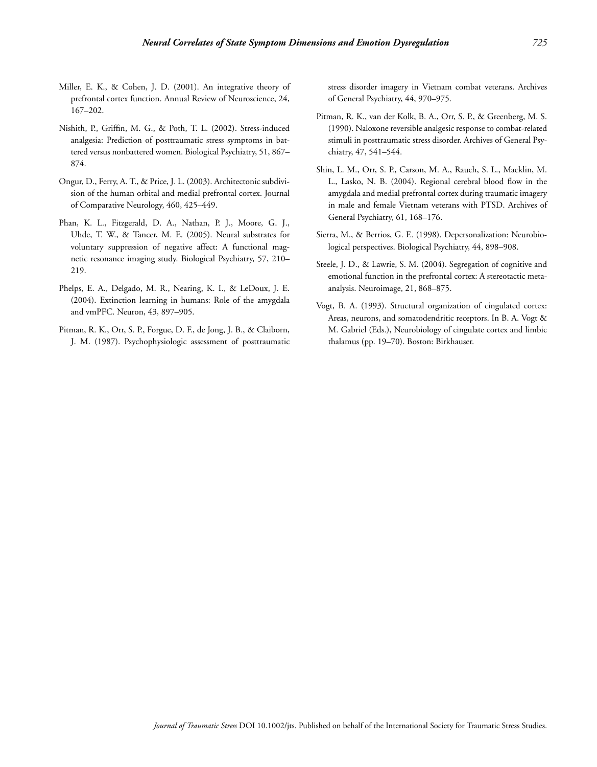Miller, E. K., & Cohen, J. D. (2001). An integrative theory of prefrontal cortex function. Annual Review of Neuroscience, 24, 167–202.

Nishith, P., Griffin, M. G., & Poth, T. L. (2002). Stress-induced analgesia: Prediction of posttraumatic stress symptoms in battered versus nonbattered women. Biological Psychiatry, 51, 867–874.

Ongur, D., Ferry, A. T., & Price, J. L. (2003). Architectonic subdivision of the human orbital and medial prefrontal cortex. Journal of Comparative Neurology, 460, 425–449.

Phan, K. L., Fitzgerald, D. A., Nathan, P. J., Moore, G. J., Uhde, T. W., & Tancer, M. E. (2005). Neural substrates for voluntary suppression of negative affect: A functional magnetic resonance imaging study. Biological Psychiatry, 57, 210–219.

Phelps, E. A., Delgado, M. R., Nearing, K. I., & LeDoux, J. E. (2004). Extinction learning in humans: Role of the amygdala and vmPFC. Neuron, 43, 897–905.

Pitman, R. K., Orr, S. P., Forgue, D. F., de Jong, J. B., & Claiborn, J. M. (1987). Psychophysiologic assessment of posttraumatic stress disorder imagery in Vietnam combat veterans. Archives of General Psychiatry, 44, 970–975.

Pitman, R. K., van der Kolk, B. A., Orr, S. P., & Greenberg, M. S. (1990). Naloxone reversible analgesic response to combat-related stimuli in posttraumatic stress disorder. Archives of General Psychiatry, 47, 541–544.

Shin, L. M., Orr, S. P., Carson, M. A., Rauch, S. L., Macklin, M. L., Lasko, N. B. (2004). Regional cerebral blood flow in the amygdala and medial prefrontal cortex during traumatic imagery in male and female Vietnam veterans with PTSD. Archives of General Psychiatry, 61, 168–176.

Sierra, M., & Berrios, G. E. (1998). Depersonalization: Neurobiological perspectives. Biological Psychiatry, 44, 898–908.

Steele, J. D., & Lawrie, S. M. (2004). Segregation of cognitive and emotional function in the prefrontal cortex: A stereotactic meta-analysis. Neuroimage, 21, 868–875.

Vogt, B. A. (1993). Structural organization of cingulated cortex: Areas, neurons, and somatodendritic receptors. In B. A. Vogt & M. Gabriel (Eds.), Neurobiology of cingulate cortex and limbic thalamus (pp. 19–70). Boston: Birkhauser.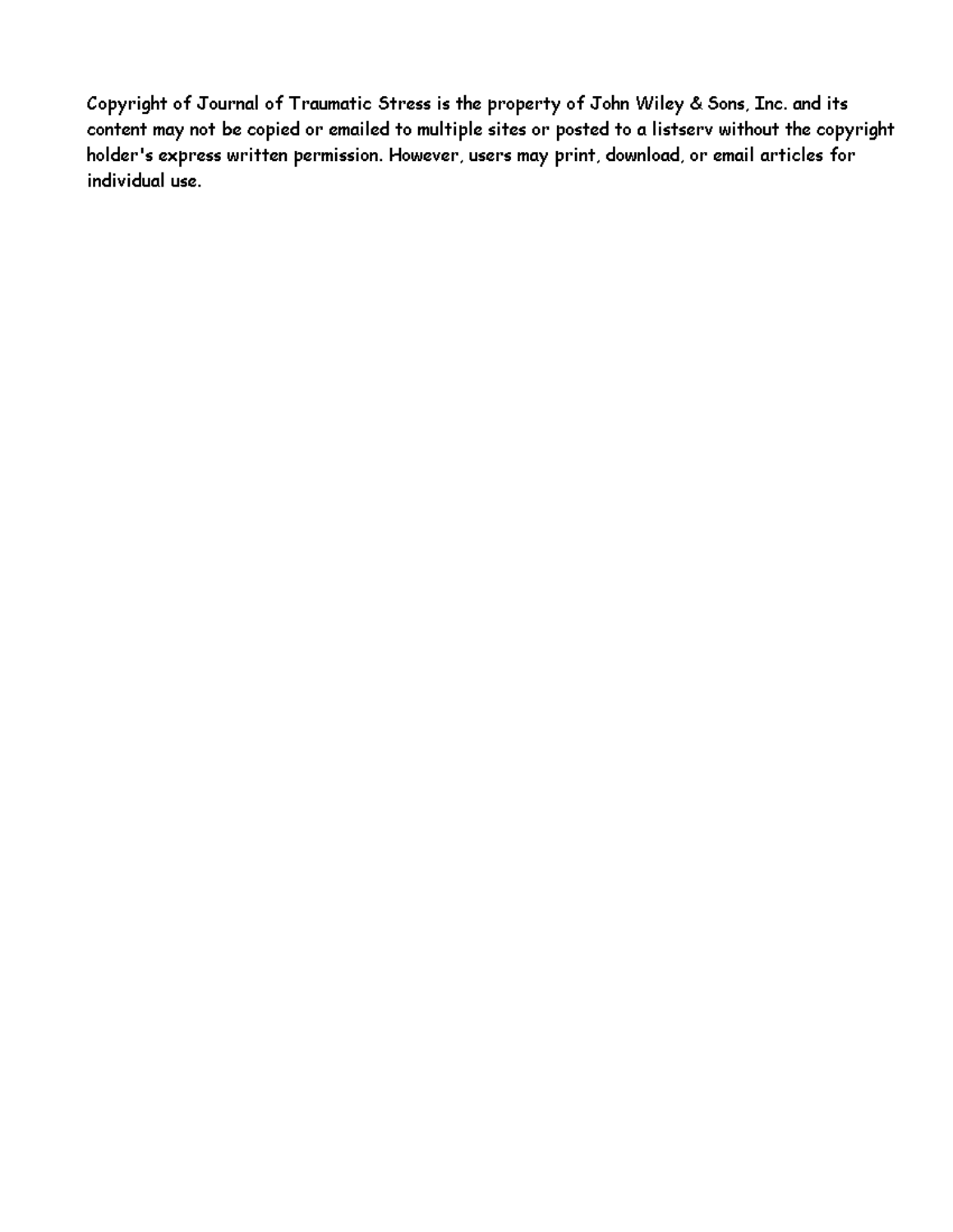Copyright of Journal of Traumatic Stress is the property of John Wiley & Sons, Inc. and its content may not be copied or emailed to multiple sites or posted to a listserv without the copyright holder's express written permission. However, users may print, download, or email articles for individual use.